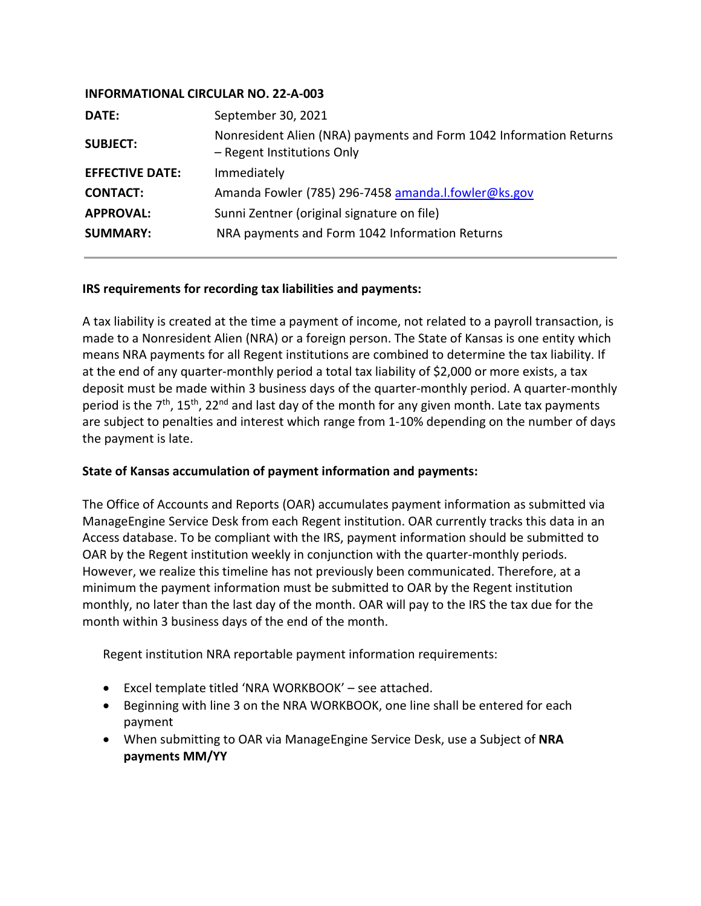**INFORMATIONAL CIRCULAR NO. 22-A-003**

| | |
|---|---|
| **DATE:** | September 30, 2021 |
| **SUBJECT:** | Nonresident Alien (NRA) payments and Form 1042 Information Returns – Regent Institutions Only |
| **EFFECTIVE DATE:** | Immediately |
| **CONTACT:** | Amanda Fowler (785) 296-7458 amanda.l.fowler@ks.gov |
| **APPROVAL:** | Sunni Zentner (original signature on file) |
| **SUMMARY:** | NRA payments and Form 1042 Information Returns |

---

**IRS requirements for recording tax liabilities and payments:**

A tax liability is created at the time a payment of income, not related to a payroll transaction, is made to a Nonresident Alien (NRA) or a foreign person. The State of Kansas is one entity which means NRA payments for all Regent institutions are combined to determine the tax liability. If at the end of any quarter-monthly period a total tax liability of $2,000 or more exists, a tax deposit must be made within 3 business days of the quarter-monthly period. A quarter-monthly period is the 7th, 15th, 22nd and last day of the month for any given month. Late tax payments are subject to penalties and interest which range from 1-10% depending on the number of days the payment is late.

**State of Kansas accumulation of payment information and payments:**

The Office of Accounts and Reports (OAR) accumulates payment information as submitted via ManageEngine Service Desk from each Regent institution. OAR currently tracks this data in an Access database. To be compliant with the IRS, payment information should be submitted to OAR by the Regent institution weekly in conjunction with the quarter-monthly periods. However, we realize this timeline has not previously been communicated. Therefore, at a minimum the payment information must be submitted to OAR by the Regent institution monthly, no later than the last day of the month. OAR will pay to the IRS the tax due for the month within 3 business days of the end of the month.

Regent institution NRA reportable payment information requirements:

- Excel template titled 'NRA WORKBOOK' – see attached.
- Beginning with line 3 on the NRA WORKBOOK, one line shall be entered for each payment
- When submitting to OAR via ManageEngine Service Desk, use a Subject of **NRA payments MM/YY**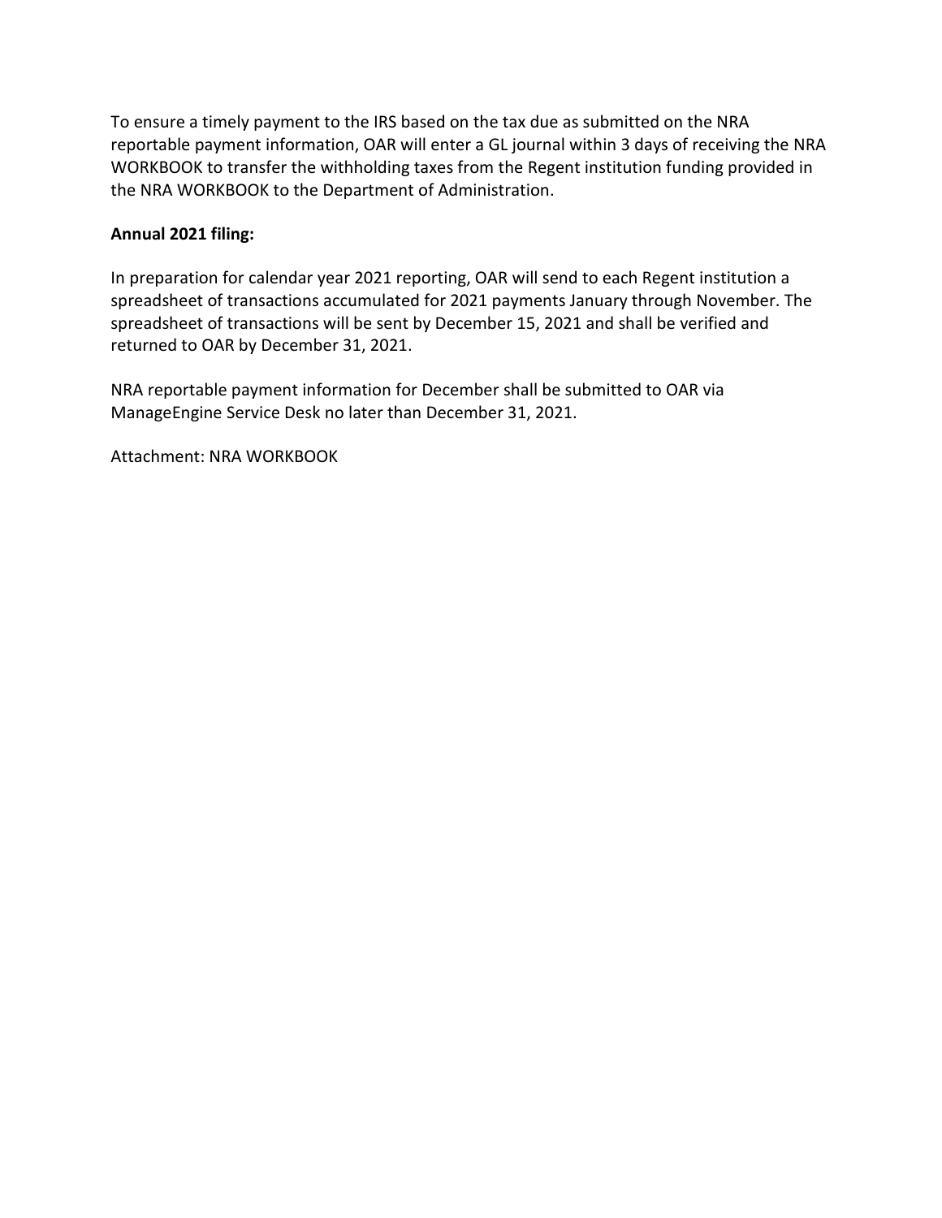To ensure a timely payment to the IRS based on the tax due as submitted on the NRA reportable payment information, OAR will enter a GL journal within 3 days of receiving the NRA WORKBOOK to transfer the withholding taxes from the Regent institution funding provided in the NRA WORKBOOK to the Department of Administration.

**Annual 2021 filing:**

In preparation for calendar year 2021 reporting, OAR will send to each Regent institution a spreadsheet of transactions accumulated for 2021 payments January through November. The spreadsheet of transactions will be sent by December 15, 2021 and shall be verified and returned to OAR by December 31, 2021.

NRA reportable payment information for December shall be submitted to OAR via ManageEngine Service Desk no later than December 31, 2021.

Attachment: NRA WORKBOOK